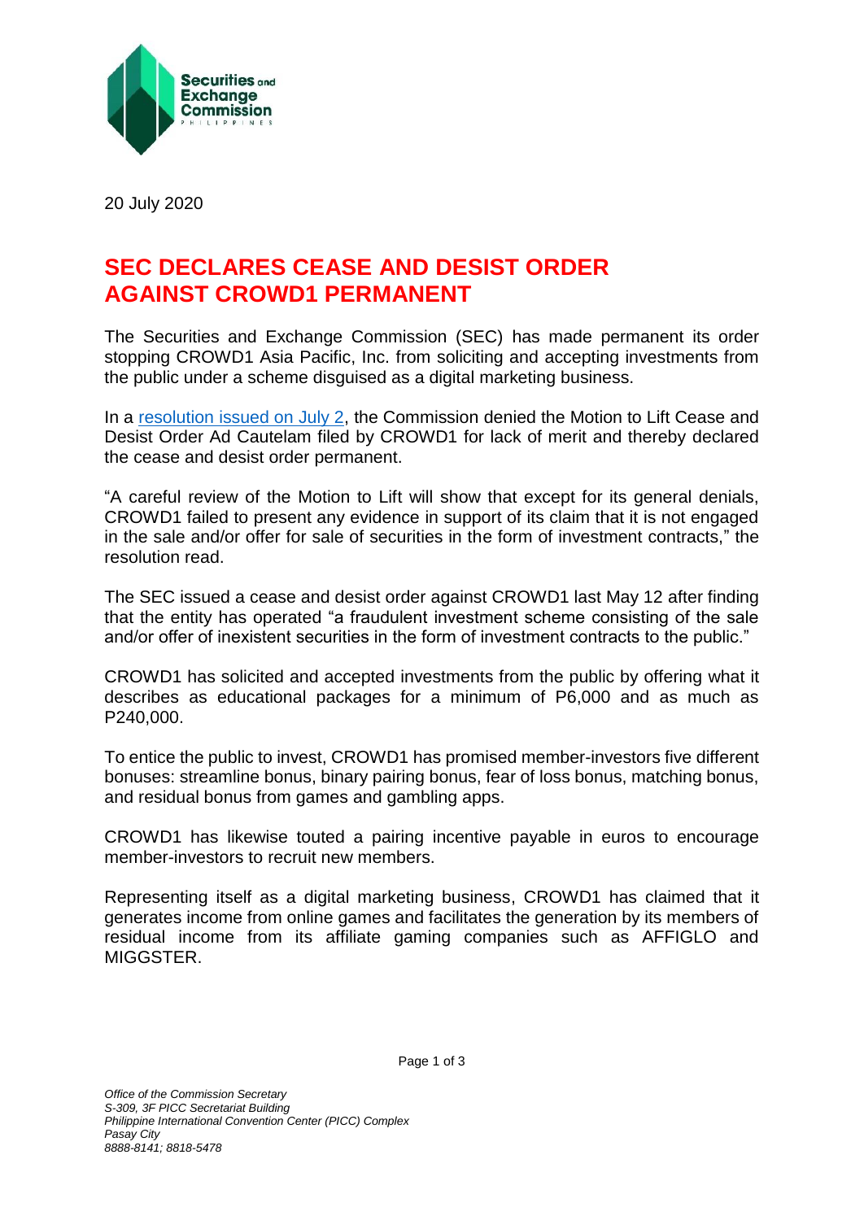20 July 2020

# SEC DECLARES CEASE AND DESIST ORDER AGAINST CROWD1 PERMANENT

The Securities and Exchange Commission (SEC) has made permanent its order stopping CROWD1 Asia Pacific, Inc. from soliciting and accepting investments from the public under a scheme disguised as a digital marketing business.

In a resolution issued on July 2, the Commission denied the Motion to Lift Cease and Desist Order Ad Cautelam filed by CROWD1 for lack of merit and thereby declared the cease and desist order permanent.

"A careful review of the Motion to Lift will show that except for its general denials, CROWD1 failed to present any evidence in support of its claim that it is not engaged in the sale and/or offer for sale of securities in the form of investment contracts," the resolution read.

The SEC issued a cease and desist order against CROWD1 last May 12 after finding that the entity has operated "a fraudulent investment scheme consisting of the sale and/or offer of inexistent securities in the form of investment contracts to the public."

CROWD1 has solicited and accepted investments from the public by offering what it describes as educational packages for a minimum of P6,000 and as much as P240,000.

To entice the public to invest, CROWD1 has promised member-investors five different bonuses: streamline bonus, binary pairing bonus, fear of loss bonus, matching bonus, and residual bonus from games and gambling apps.

CROWD1 has likewise touted a pairing incentive payable in euros to encourage member-investors to recruit new members.

Representing itself as a digital marketing business, CROWD1 has claimed that it generates income from online games and facilitates the generation by its members of residual income from its affiliate gaming companies such as AFFIGLO and MIGGSTER.

*Office of the Commission Secretary*
*S-309, 3F PICC Secretariat Building*
*Philippine International Convention Center (PICC) Complex*
*Pasay City*
*8888-8141; 8818-5478*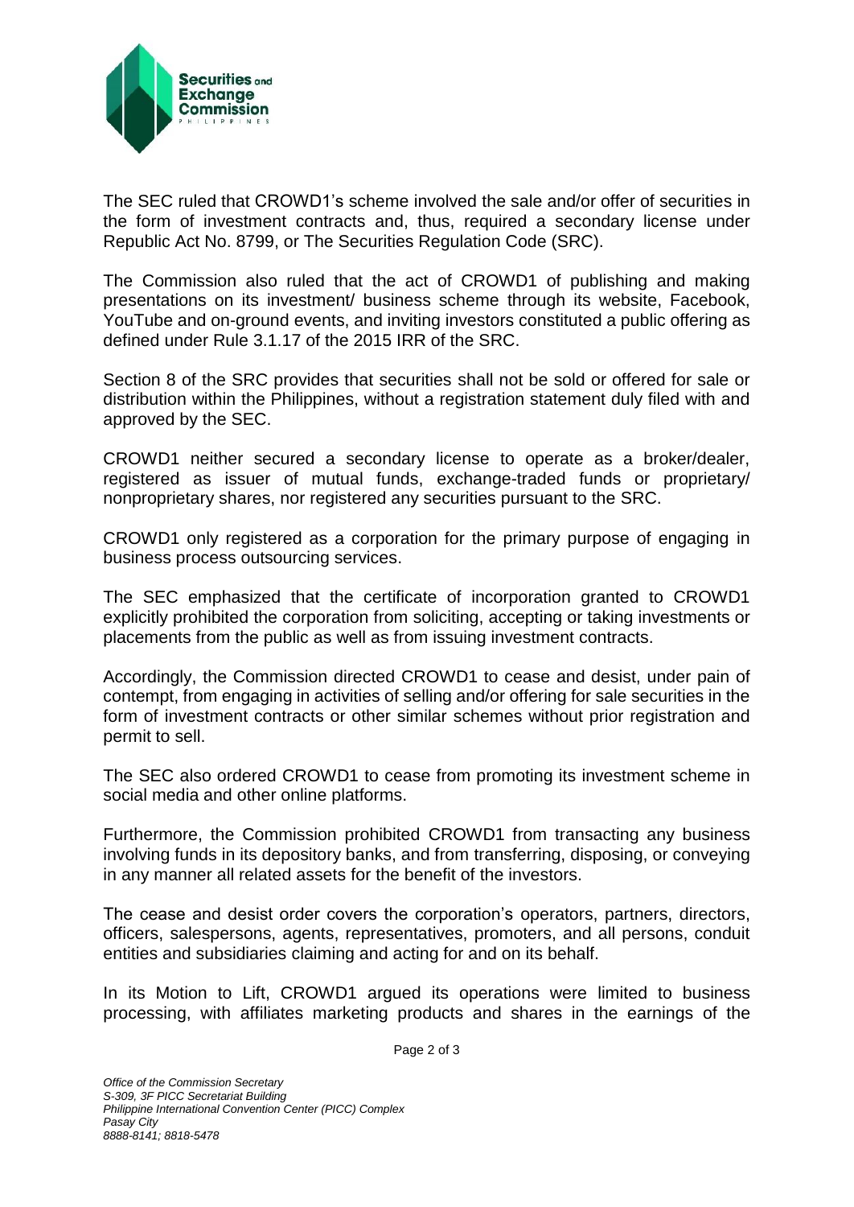The SEC ruled that CROWD1's scheme involved the sale and/or offer of securities in the form of investment contracts and, thus, required a secondary license under Republic Act No. 8799, or The Securities Regulation Code (SRC).

The Commission also ruled that the act of CROWD1 of publishing and making presentations on its investment/ business scheme through its website, Facebook, YouTube and on-ground events, and inviting investors constituted a public offering as defined under Rule 3.1.17 of the 2015 IRR of the SRC.

Section 8 of the SRC provides that securities shall not be sold or offered for sale or distribution within the Philippines, without a registration statement duly filed with and approved by the SEC.

CROWD1 neither secured a secondary license to operate as a broker/dealer, registered as issuer of mutual funds, exchange-traded funds or proprietary/ nonproprietary shares, nor registered any securities pursuant to the SRC.

CROWD1 only registered as a corporation for the primary purpose of engaging in business process outsourcing services.

The SEC emphasized that the certificate of incorporation granted to CROWD1 explicitly prohibited the corporation from soliciting, accepting or taking investments or placements from the public as well as from issuing investment contracts.

Accordingly, the Commission directed CROWD1 to cease and desist, under pain of contempt, from engaging in activities of selling and/or offering for sale securities in the form of investment contracts or other similar schemes without prior registration and permit to sell.

The SEC also ordered CROWD1 to cease from promoting its investment scheme in social media and other online platforms.

Furthermore, the Commission prohibited CROWD1 from transacting any business involving funds in its depository banks, and from transferring, disposing, or conveying in any manner all related assets for the benefit of the investors.

The cease and desist order covers the corporation's operators, partners, directors, officers, salespersons, agents, representatives, promoters, and all persons, conduit entities and subsidiaries claiming and acting for and on its behalf.

In its Motion to Lift, CROWD1 argued its operations were limited to business processing, with affiliates marketing products and shares in the earnings of the

*Office of the Commission Secretary*
*S-309, 3F PICC Secretariat Building*
*Philippine International Convention Center (PICC) Complex*
*Pasay City*
*8888-8141; 8818-5478*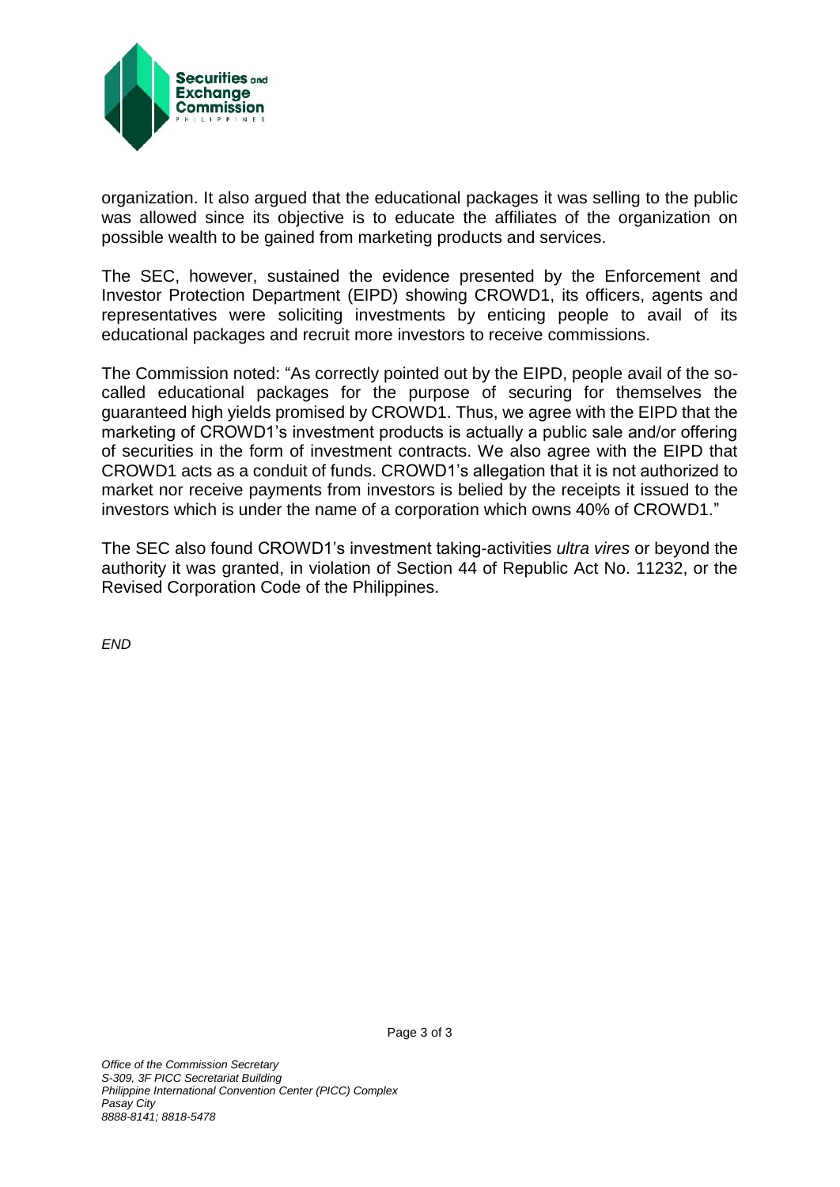organization. It also argued that the educational packages it was selling to the public was allowed since its objective is to educate the affiliates of the organization on possible wealth to be gained from marketing products and services.

The SEC, however, sustained the evidence presented by the Enforcement and Investor Protection Department (EIPD) showing CROWD1, its officers, agents and representatives were soliciting investments by enticing people to avail of its educational packages and recruit more investors to receive commissions.

The Commission noted: "As correctly pointed out by the EIPD, people avail of the so-called educational packages for the purpose of securing for themselves the guaranteed high yields promised by CROWD1. Thus, we agree with the EIPD that the marketing of CROWD1's investment products is actually a public sale and/or offering of securities in the form of investment contracts. We also agree with the EIPD that CROWD1 acts as a conduit of funds. CROWD1's allegation that it is not authorized to market nor receive payments from investors is belied by the receipts it issued to the investors which is under the name of a corporation which owns 40% of CROWD1."

The SEC also found CROWD1's investment taking-activities *ultra vires* or beyond the authority it was granted, in violation of Section 44 of Republic Act No. 11232, or the Revised Corporation Code of the Philippines.

*END*

*Office of the Commission Secretary*
*S-309, 3F PICC Secretariat Building*
*Philippine International Convention Center (PICC) Complex*
*Pasay City*
*8888-8141; 8818-5478*